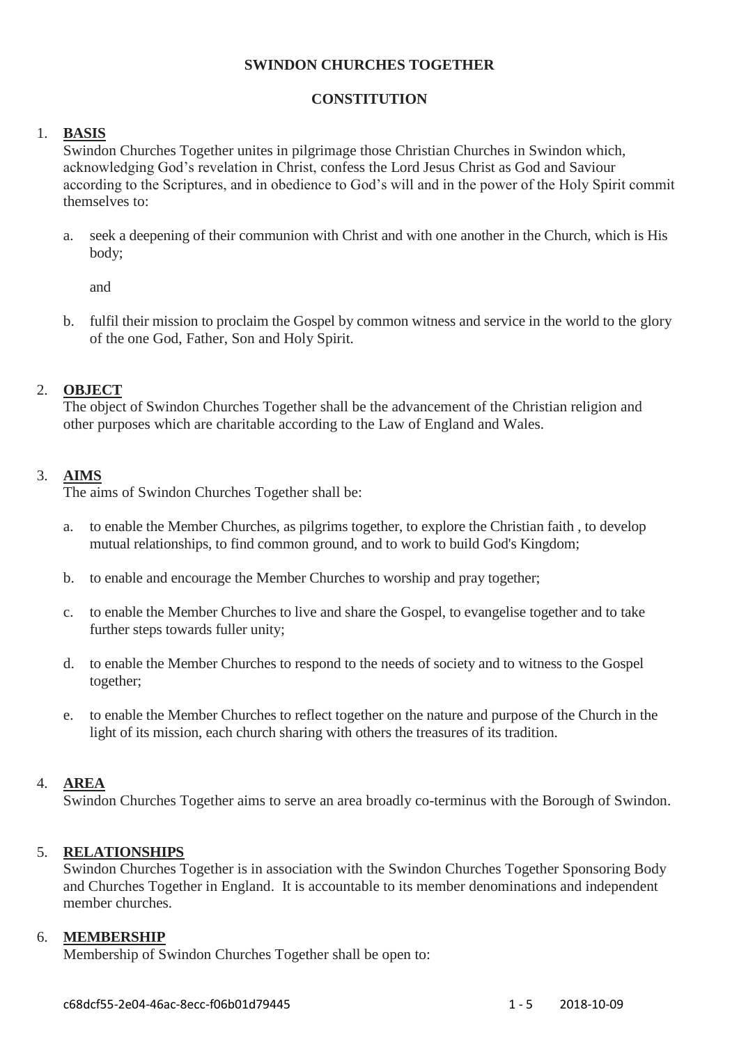# SWINDON CHURCHES TOGETHER

## CONSTITUTION

1. **BASIS**
   Swindon Churches Together unites in pilgrimage those Christian Churches in Swindon which, acknowledging God's revelation in Christ, confess the Lord Jesus Christ as God and Saviour according to the Scriptures, and in obedience to God's will and in the power of the Holy Spirit commit themselves to:

   a. seek a deepening of their communion with Christ and with one another in the Church, which is His body;

      and

   b. fulfil their mission to proclaim the Gospel by common witness and service in the world to the glory of the one God, Father, Son and Holy Spirit.

2. **OBJECT**
   The object of Swindon Churches Together shall be the advancement of the Christian religion and other purposes which are charitable according to the Law of England and Wales.

3. **AIMS**
   The aims of Swindon Churches Together shall be:

   a. to enable the Member Churches, as pilgrims together, to explore the Christian faith , to develop mutual relationships, to find common ground, and to work to build God's Kingdom;

   b. to enable and encourage the Member Churches to worship and pray together;

   c. to enable the Member Churches to live and share the Gospel, to evangelise together and to take further steps towards fuller unity;

   d. to enable the Member Churches to respond to the needs of society and to witness to the Gospel together;

   e. to enable the Member Churches to reflect together on the nature and purpose of the Church in the light of its mission, each church sharing with others the treasures of its tradition.

4. **AREA**
   Swindon Churches Together aims to serve an area broadly co-terminus with the Borough of Swindon.

5. **RELATIONSHIPS**
   Swindon Churches Together is in association with the Swindon Churches Together Sponsoring Body and Churches Together in England. It is accountable to its member denominations and independent member churches.

6. **MEMBERSHIP**
   Membership of Swindon Churches Together shall be open to: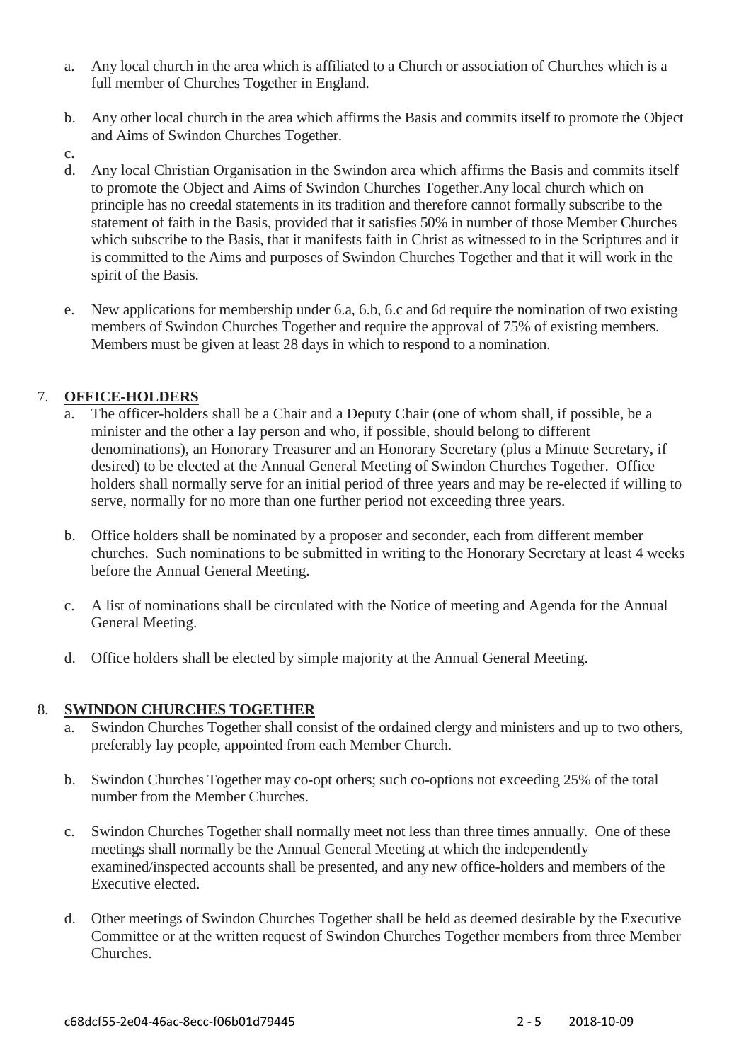a. Any local church in the area which is affiliated to a Church or association of Churches which is a full member of Churches Together in England.

b. Any other local church in the area which affirms the Basis and commits itself to promote the Object and Aims of Swindon Churches Together.

c.

d. Any local Christian Organisation in the Swindon area which affirms the Basis and commits itself to promote the Object and Aims of Swindon Churches Together.Any local church which on principle has no creedal statements in its tradition and therefore cannot formally subscribe to the statement of faith in the Basis, provided that it satisfies 50% in number of those Member Churches which subscribe to the Basis, that it manifests faith in Christ as witnessed to in the Scriptures and it is committed to the Aims and purposes of Swindon Churches Together and that it will work in the spirit of the Basis.

e. New applications for membership under 6.a, 6.b, 6.c and 6d require the nomination of two existing members of Swindon Churches Together and require the approval of 75% of existing members. Members must be given at least 28 days in which to respond to a nomination.

## 7. OFFICE-HOLDERS

a. The officer-holders shall be a Chair and a Deputy Chair (one of whom shall, if possible, be a minister and the other a lay person and who, if possible, should belong to different denominations), an Honorary Treasurer and an Honorary Secretary (plus a Minute Secretary, if desired) to be elected at the Annual General Meeting of Swindon Churches Together. Office holders shall normally serve for an initial period of three years and may be re-elected if willing to serve, normally for no more than one further period not exceeding three years.

b. Office holders shall be nominated by a proposer and seconder, each from different member churches. Such nominations to be submitted in writing to the Honorary Secretary at least 4 weeks before the Annual General Meeting.

c. A list of nominations shall be circulated with the Notice of meeting and Agenda for the Annual General Meeting.

d. Office holders shall be elected by simple majority at the Annual General Meeting.

## 8. SWINDON CHURCHES TOGETHER

a. Swindon Churches Together shall consist of the ordained clergy and ministers and up to two others, preferably lay people, appointed from each Member Church.

b. Swindon Churches Together may co-opt others; such co-options not exceeding 25% of the total number from the Member Churches.

c. Swindon Churches Together shall normally meet not less than three times annually. One of these meetings shall normally be the Annual General Meeting at which the independently examined/inspected accounts shall be presented, and any new office-holders and members of the Executive elected.

d. Other meetings of Swindon Churches Together shall be held as deemed desirable by the Executive Committee or at the written request of Swindon Churches Together members from three Member Churches.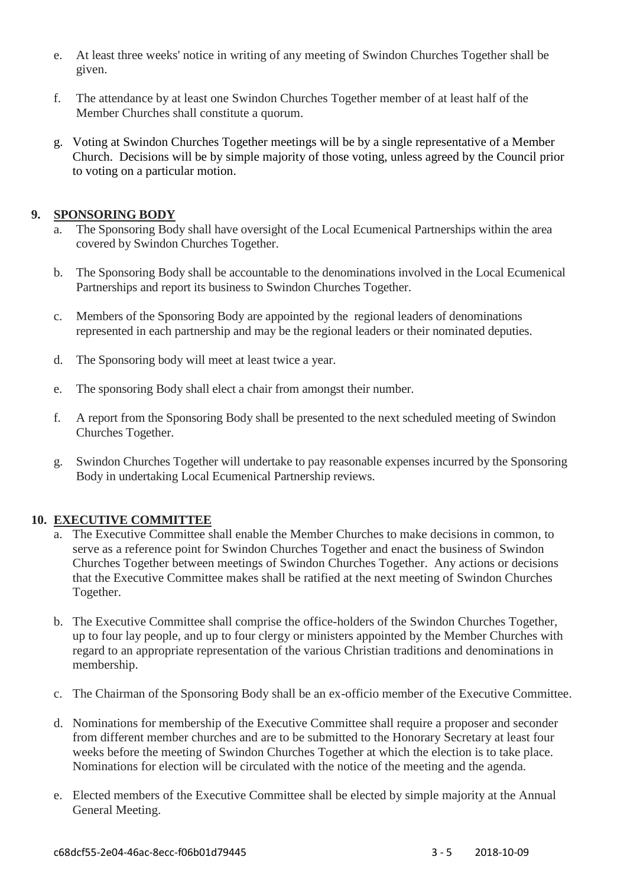e. At least three weeks' notice in writing of any meeting of Swindon Churches Together shall be given.

f. The attendance by at least one Swindon Churches Together member of at least half of the Member Churches shall constitute a quorum.

g. Voting at Swindon Churches Together meetings will be by a single representative of a Member Church. Decisions will be by simple majority of those voting, unless agreed by the Council prior to voting on a particular motion.

## 9. SPONSORING BODY

a. The Sponsoring Body shall have oversight of the Local Ecumenical Partnerships within the area covered by Swindon Churches Together.

b. The Sponsoring Body shall be accountable to the denominations involved in the Local Ecumenical Partnerships and report its business to Swindon Churches Together.

c. Members of the Sponsoring Body are appointed by the regional leaders of denominations represented in each partnership and may be the regional leaders or their nominated deputies.

d. The Sponsoring body will meet at least twice a year.

e. The sponsoring Body shall elect a chair from amongst their number.

f. A report from the Sponsoring Body shall be presented to the next scheduled meeting of Swindon Churches Together.

g. Swindon Churches Together will undertake to pay reasonable expenses incurred by the Sponsoring Body in undertaking Local Ecumenical Partnership reviews.

## 10. EXECUTIVE COMMITTEE

a. The Executive Committee shall enable the Member Churches to make decisions in common, to serve as a reference point for Swindon Churches Together and enact the business of Swindon Churches Together between meetings of Swindon Churches Together. Any actions or decisions that the Executive Committee makes shall be ratified at the next meeting of Swindon Churches Together.

b. The Executive Committee shall comprise the office-holders of the Swindon Churches Together, up to four lay people, and up to four clergy or ministers appointed by the Member Churches with regard to an appropriate representation of the various Christian traditions and denominations in membership.

c. The Chairman of the Sponsoring Body shall be an ex-officio member of the Executive Committee.

d. Nominations for membership of the Executive Committee shall require a proposer and seconder from different member churches and are to be submitted to the Honorary Secretary at least four weeks before the meeting of Swindon Churches Together at which the election is to take place. Nominations for election will be circulated with the notice of the meeting and the agenda.

e. Elected members of the Executive Committee shall be elected by simple majority at the Annual General Meeting.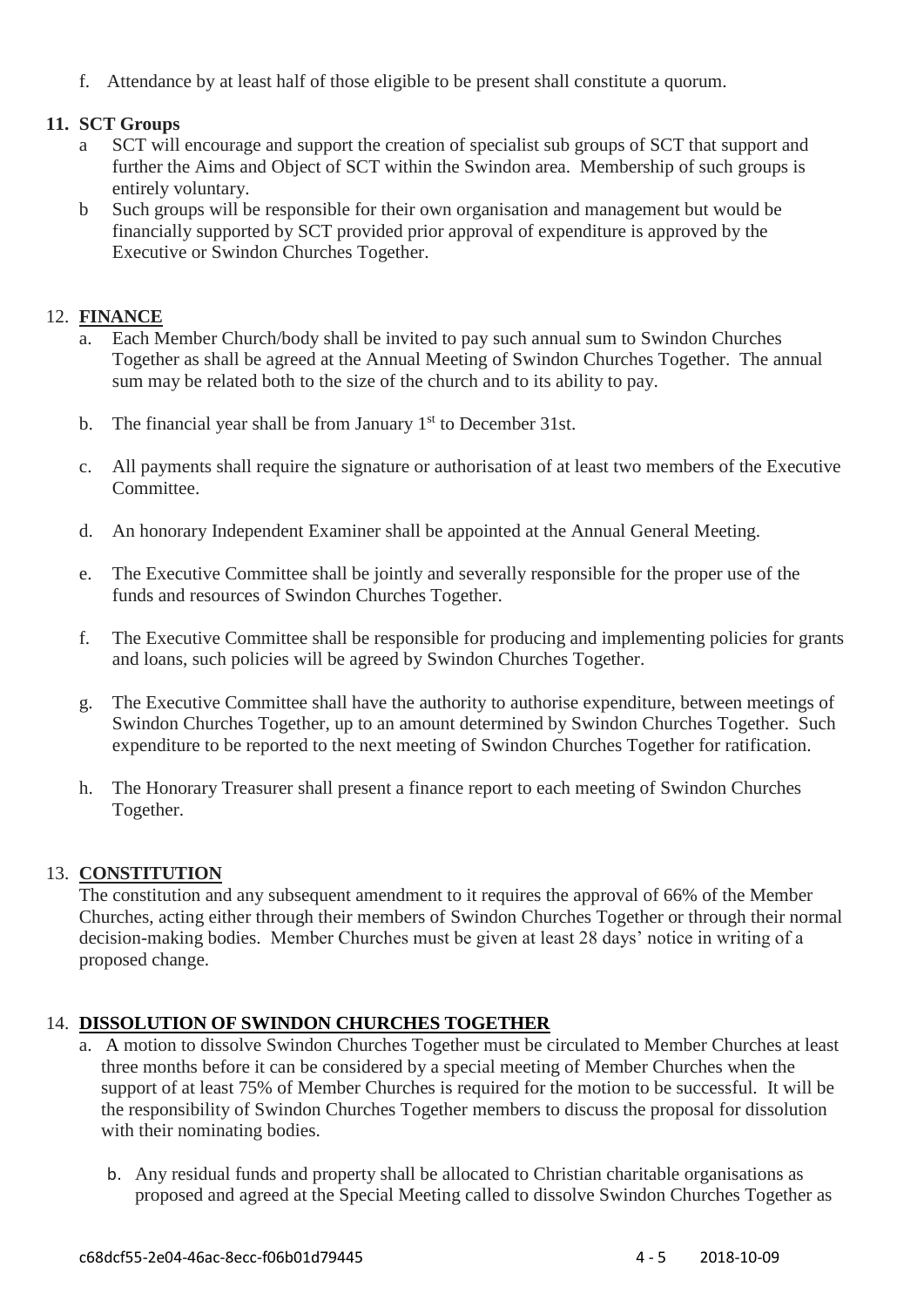f. Attendance by at least half of those eligible to be present shall constitute a quorum.

**11. SCT Groups**

a SCT will encourage and support the creation of specialist sub groups of SCT that support and further the Aims and Object of SCT within the Swindon area. Membership of such groups is entirely voluntary.

b Such groups will be responsible for their own organisation and management but would be financially supported by SCT provided prior approval of expenditure is approved by the Executive or Swindon Churches Together.

12. **FINANCE**

a. Each Member Church/body shall be invited to pay such annual sum to Swindon Churches Together as shall be agreed at the Annual Meeting of Swindon Churches Together. The annual sum may be related both to the size of the church and to its ability to pay.

b. The financial year shall be from January 1st to December 31st.

c. All payments shall require the signature or authorisation of at least two members of the Executive Committee.

d. An honorary Independent Examiner shall be appointed at the Annual General Meeting.

e. The Executive Committee shall be jointly and severally responsible for the proper use of the funds and resources of Swindon Churches Together.

f. The Executive Committee shall be responsible for producing and implementing policies for grants and loans, such policies will be agreed by Swindon Churches Together.

g. The Executive Committee shall have the authority to authorise expenditure, between meetings of Swindon Churches Together, up to an amount determined by Swindon Churches Together. Such expenditure to be reported to the next meeting of Swindon Churches Together for ratification.

h. The Honorary Treasurer shall present a finance report to each meeting of Swindon Churches Together.

13. **CONSTITUTION**

The constitution and any subsequent amendment to it requires the approval of 66% of the Member Churches, acting either through their members of Swindon Churches Together or through their normal decision-making bodies. Member Churches must be given at least 28 days' notice in writing of a proposed change.

14. **DISSOLUTION OF SWINDON CHURCHES TOGETHER**

a. A motion to dissolve Swindon Churches Together must be circulated to Member Churches at least three months before it can be considered by a special meeting of Member Churches when the support of at least 75% of Member Churches is required for the motion to be successful. It will be the responsibility of Swindon Churches Together members to discuss the proposal for dissolution with their nominating bodies.

b. Any residual funds and property shall be allocated to Christian charitable organisations as proposed and agreed at the Special Meeting called to dissolve Swindon Churches Together as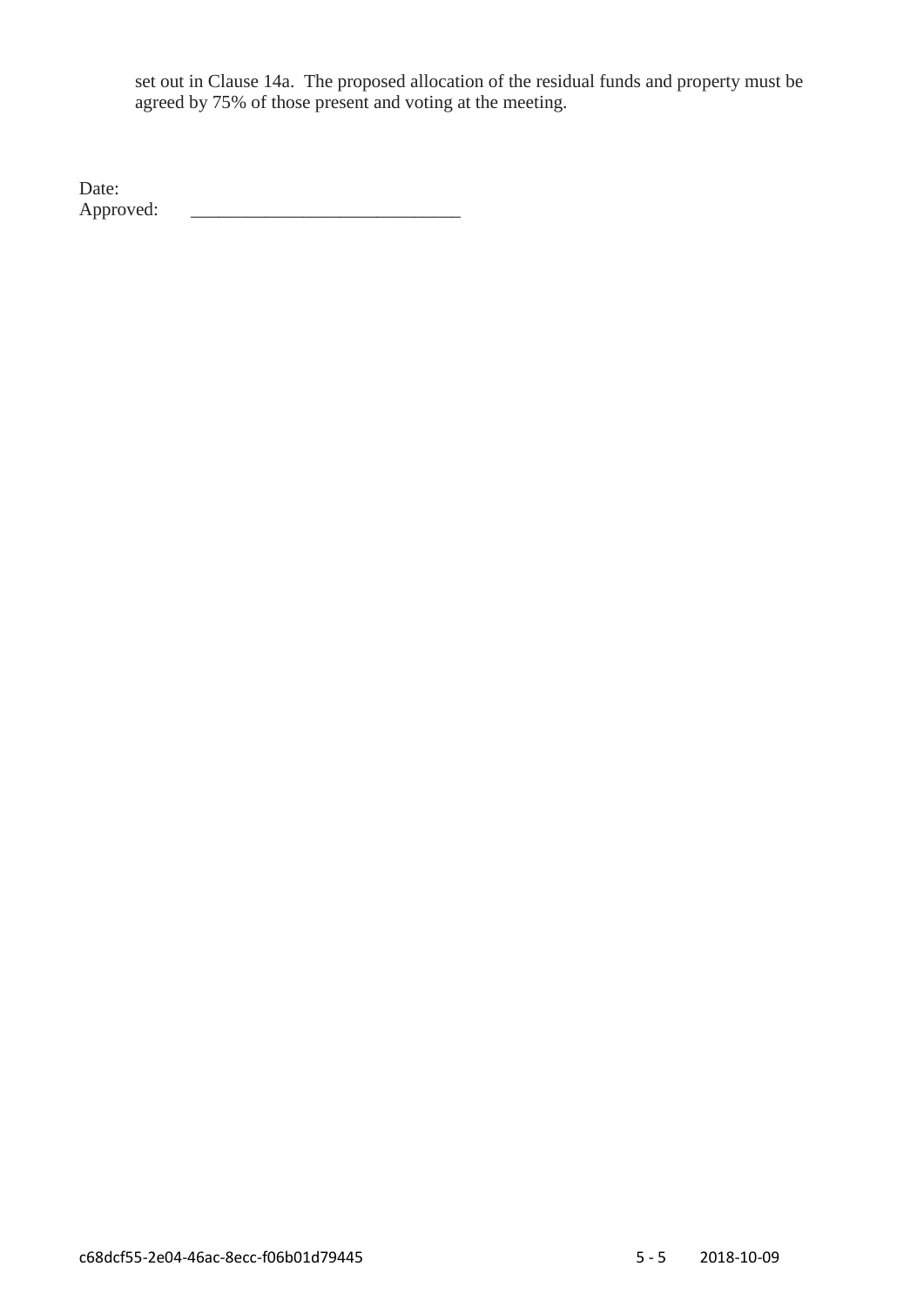set out in Clause 14a. The proposed allocation of the residual funds and property must be agreed by 75% of those present and voting at the meeting.

Date:
Approved: ______________________________